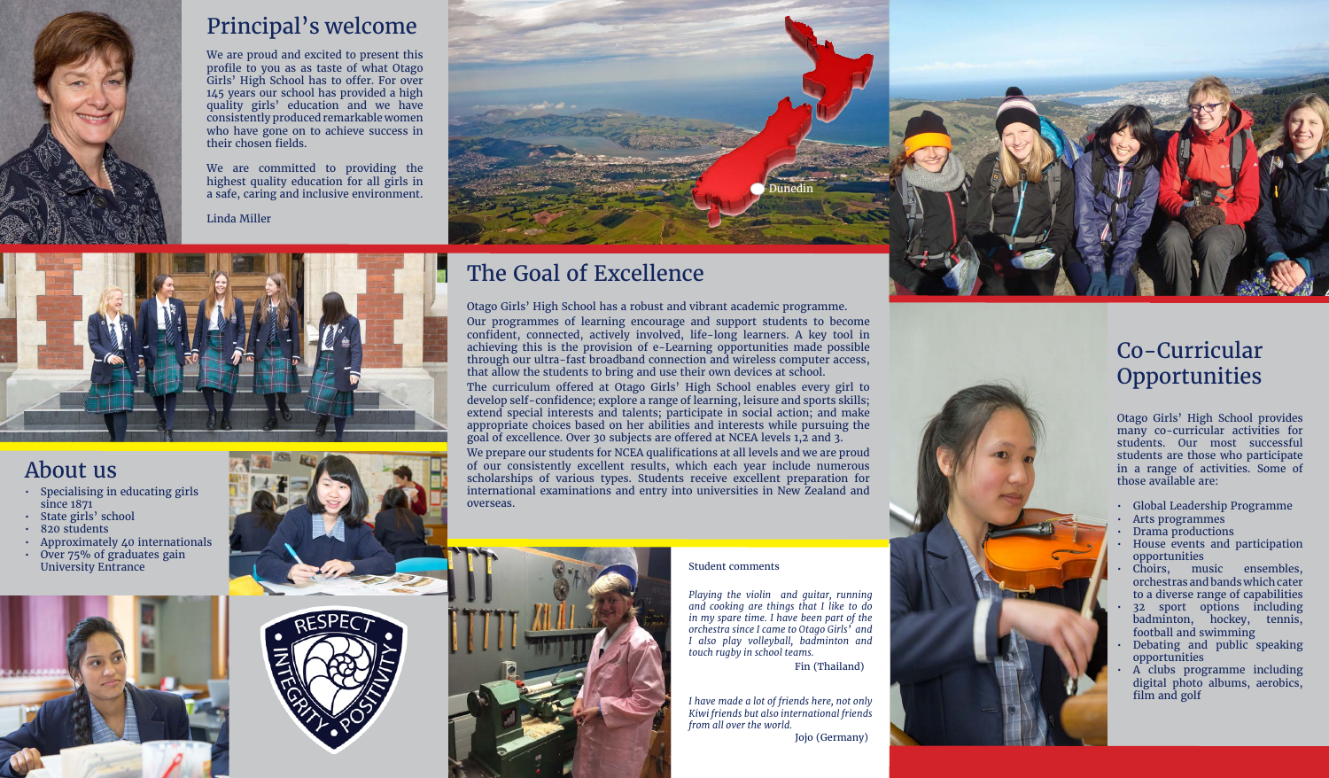## Principal's welcome

We are proud and excited to present this profile to you as as taste of what Otago Girls' High School has to offer. For over 145 years our school has provided a high quality girls' education and we have consistently produced remarkable women who have gone on to achieve success in their chosen fields.

We are committed to providing the highest quality education for all girls in a safe, caring and inclusive environment.

Linda Miller

Dunedin

## About us

- Specialising in educating girls since 1871
- State girls' school
- 820 students
- Approximately 40 internationals
- Over 75% of graduates gain University Entrance

RESPECT • INTEGRITY • POSITIVITY

## The Goal of Excellence

Otago Girls' High School has a robust and vibrant academic programme.

Our programmes of learning encourage and support students to become confident, connected, actively involved, life-long learners. A key tool in achieving this is the provision of e-Learning opportunities made possible through our ultra-fast broadband connection and wireless computer access, that allow the students to bring and use their own devices at school.

The curriculum offered at Otago Girls' High School enables every girl to develop self-confidence; explore a range of learning, leisure and sports skills; extend special interests and talents; participate in social action; and make appropriate choices based on her abilities and interests while pursuing the goal of excellence. Over 30 subjects are offered at NCEA levels 1,2 and 3.

We prepare our students for NCEA qualifications at all levels and we are proud of our consistently excellent results, which each year include numerous scholarships of various types. Students receive excellent preparation for international examinations and entry into universities in New Zealand and overseas.

Student comments

*Playing the violin and guitar, running and cooking are things that I like to do in my spare time. I have been part of the orchestra since I came to Otago Girls' and I also play volleyball, badminton and touch rugby in school teams.*

Fin (Thailand)

*I have made a lot of friends here, not only Kiwi friends but also international friends from all over the world.*

Jojo (Germany)

## Co-Curricular Opportunities

Otago Girls' High School provides many co-curricular activities for students. Our most successful students are those who participate in a range of activities. Some of those available are:

- Global Leadership Programme
- Arts programmes
- Drama productions
- House events and participation opportunities
- Choirs, music ensembles, orchestras and bands which cater to a diverse range of capabilities
- 32 sport options including badminton, hockey, tennis, football and swimming
- Debating and public speaking opportunities
- A clubs programme including digital photo albums, aerobics, film and golf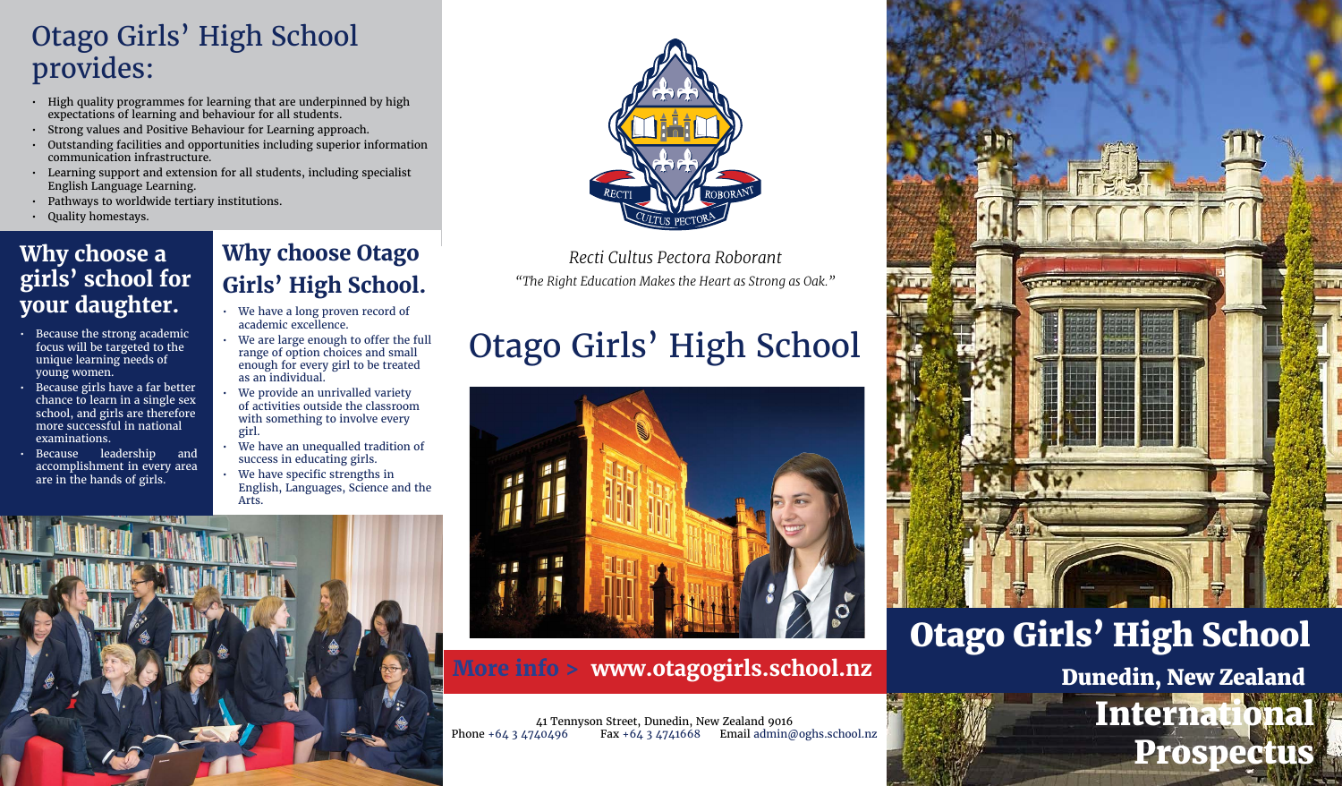# Otago Girls' High School provides:

- High quality programmes for learning that are underpinned by high expectations of learning and behaviour for all students.
- Strong values and Positive Behaviour for Learning approach.
- Outstanding facilities and opportunities including superior information communication infrastructure.
- Learning support and extension for all students, including specialist English Language Learning.
- Pathways to worldwide tertiary institutions.
- Quality homestays.

## Why choose a girls' school for your daughter.

- Because the strong academic focus will be targeted to the unique learning needs of young women.
- Because girls have a far better chance to learn in a single sex school, and girls are therefore more successful in national examinations.
- Because leadership and accomplishment in every area are in the hands of girls.

## Why choose Otago Girls' High School.

- We have a long proven record of academic excellence.
- We are large enough to offer the full range of option choices and small enough for every girl to be treated as an individual.
- We provide an unrivalled variety of activities outside the classroom with something to involve every girl.
- We have an unequalled tradition of success in educating girls.
- We have specific strengths in English, Languages, Science and the Arts.

RECTI ROBORANT CULTUS PECTORA

*Recti Cultus Pectora Roborant*

*"The Right Education Makes the Heart as Strong as Oak."*

# Otago Girls' High School

**More info > www.otagogirls.school.nz**

41 Tennyson Street, Dunedin, New Zealand 9016

Phone +64 3 4740496 Fax +64 3 4741668 Email admin@oghs.school.nz

# Otago Girls' High School

**Dunedin, New Zealand**

**International Prospectus**